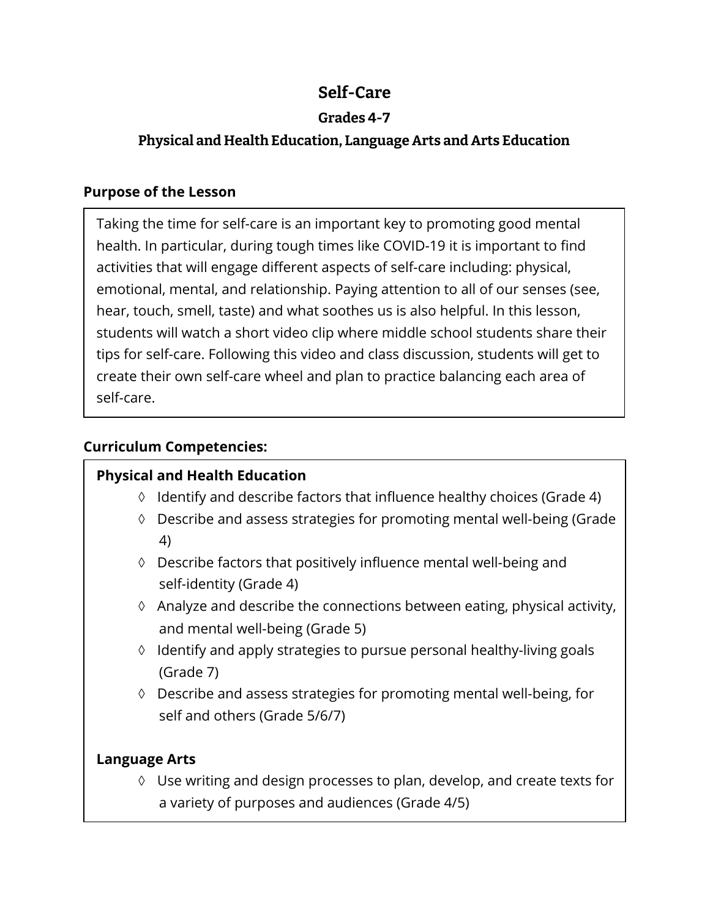# Self-Care

### Grades 4-7

### Physical and Health Education, Language Arts and Arts Education

**Purpose of the Lesson**

Taking the time for self-care is an important key to promoting good mental health. In particular, during tough times like COVID-19 it is important to find activities that will engage different aspects of self-care including: physical, emotional, mental, and relationship. Paying attention to all of our senses (see, hear, touch, smell, taste) and what soothes us is also helpful. In this lesson, students will watch a short video clip where middle school students share their tips for self-care. Following this video and class discussion, students will get to create their own self-care wheel and plan to practice balancing each area of self-care.

**Curriculum Competencies:**

**Physical and Health Education**

- ◊ Identify and describe factors that influence healthy choices (Grade 4)
- ◊ Describe and assess strategies for promoting mental well-being (Grade 4)
- ◊ Describe factors that positively influence mental well-being and self-identity (Grade 4)
- ◊ Analyze and describe the connections between eating, physical activity, and mental well-being (Grade 5)
- ◊ Identify and apply strategies to pursue personal healthy-living goals (Grade 7)
- ◊ Describe and assess strategies for promoting mental well-being, for self and others (Grade 5/6/7)

**Language Arts**

- ◊ Use writing and design processes to plan, develop, and create texts for a variety of purposes and audiences (Grade 4/5)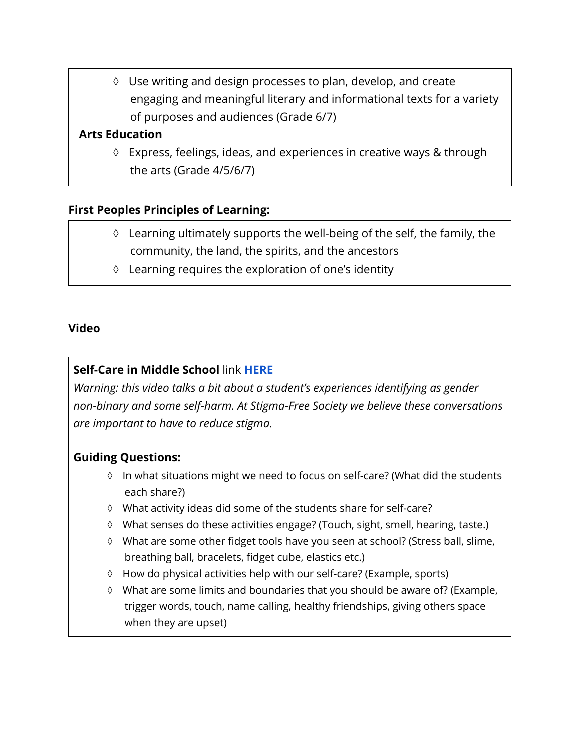- ◊ Use writing and design processes to plan, develop, and create engaging and meaningful literary and informational texts for a variety of purposes and audiences (Grade 6/7)

**Arts Education**

- ◊ Express, feelings, ideas, and experiences in creative ways & through the arts (Grade 4/5/6/7)

**First Peoples Principles of Learning:**

- ◊ Learning ultimately supports the well-being of the self, the family, the community, the land, the spirits, and the ancestors
- ◊ Learning requires the exploration of one's identity

**Video**

**Self-Care in Middle School** link **HERE**

*Warning: this video talks a bit about a student's experiences identifying as gender non-binary and some self-harm. At Stigma-Free Society we believe these conversations are important to have to reduce stigma.*

**Guiding Questions:**

- ◊ In what situations might we need to focus on self-care? (What did the students each share?)
- ◊ What activity ideas did some of the students share for self-care?
- ◊ What senses do these activities engage? (Touch, sight, smell, hearing, taste.)
- ◊ What are some other fidget tools have you seen at school? (Stress ball, slime, breathing ball, bracelets, fidget cube, elastics etc.)
- ◊ How do physical activities help with our self-care? (Example, sports)
- ◊ What are some limits and boundaries that you should be aware of? (Example, trigger words, touch, name calling, healthy friendships, giving others space when they are upset)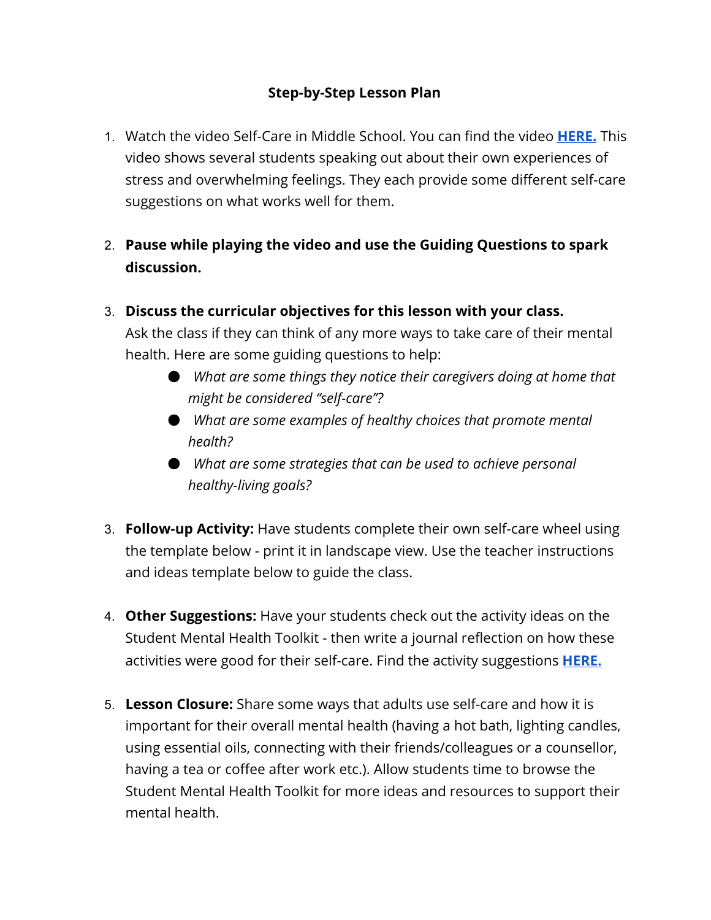**Step-by-Step Lesson Plan**

1. Watch the video Self-Care in Middle School. You can find the video **HERE.** This video shows several students speaking out about their own experiences of stress and overwhelming feelings. They each provide some different self-care suggestions on what works well for them.

2. **Pause while playing the video and use the Guiding Questions to spark discussion.**

3. **Discuss the curricular objectives for this lesson with your class.** Ask the class if they can think of any more ways to take care of their mental health. Here are some guiding questions to help:
   - *What are some things they notice their caregivers doing at home that might be considered "self-care"?*
   - *What are some examples of healthy choices that promote mental health?*
   - *What are some strategies that can be used to achieve personal healthy-living goals?*

3. **Follow-up Activity:** Have students complete their own self-care wheel using the template below - print it in landscape view. Use the teacher instructions and ideas template below to guide the class.

4. **Other Suggestions:** Have your students check out the activity ideas on the Student Mental Health Toolkit - then write a journal reflection on how these activities were good for their self-care. Find the activity suggestions **HERE.**

5. **Lesson Closure:** Share some ways that adults use self-care and how it is important for their overall mental health (having a hot bath, lighting candles, using essential oils, connecting with their friends/colleagues or a counsellor, having a tea or coffee after work etc.). Allow students time to browse the Student Mental Health Toolkit for more ideas and resources to support their mental health.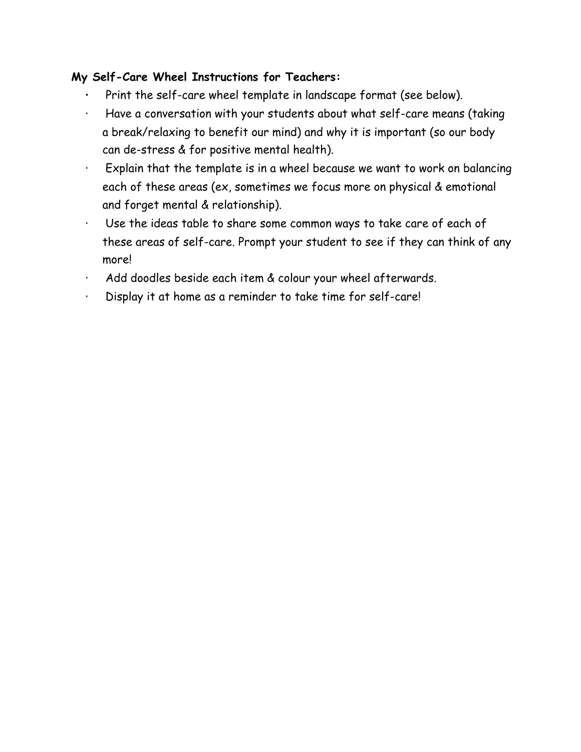**My Self-Care Wheel Instructions for Teachers:**

- Print the self-care wheel template in landscape format (see below).
- Have a conversation with your students about what self-care means (taking a break/relaxing to benefit our mind) and why it is important (so our body can de-stress & for positive mental health).
- Explain that the template is in a wheel because we want to work on balancing each of these areas (ex, sometimes we focus more on physical & emotional and forget mental & relationship).
- Use the ideas table to share some common ways to take care of each of these areas of self-care. Prompt your student to see if they can think of any more!
- Add doodles beside each item & colour your wheel afterwards.
- Display it at home as a reminder to take time for self-care!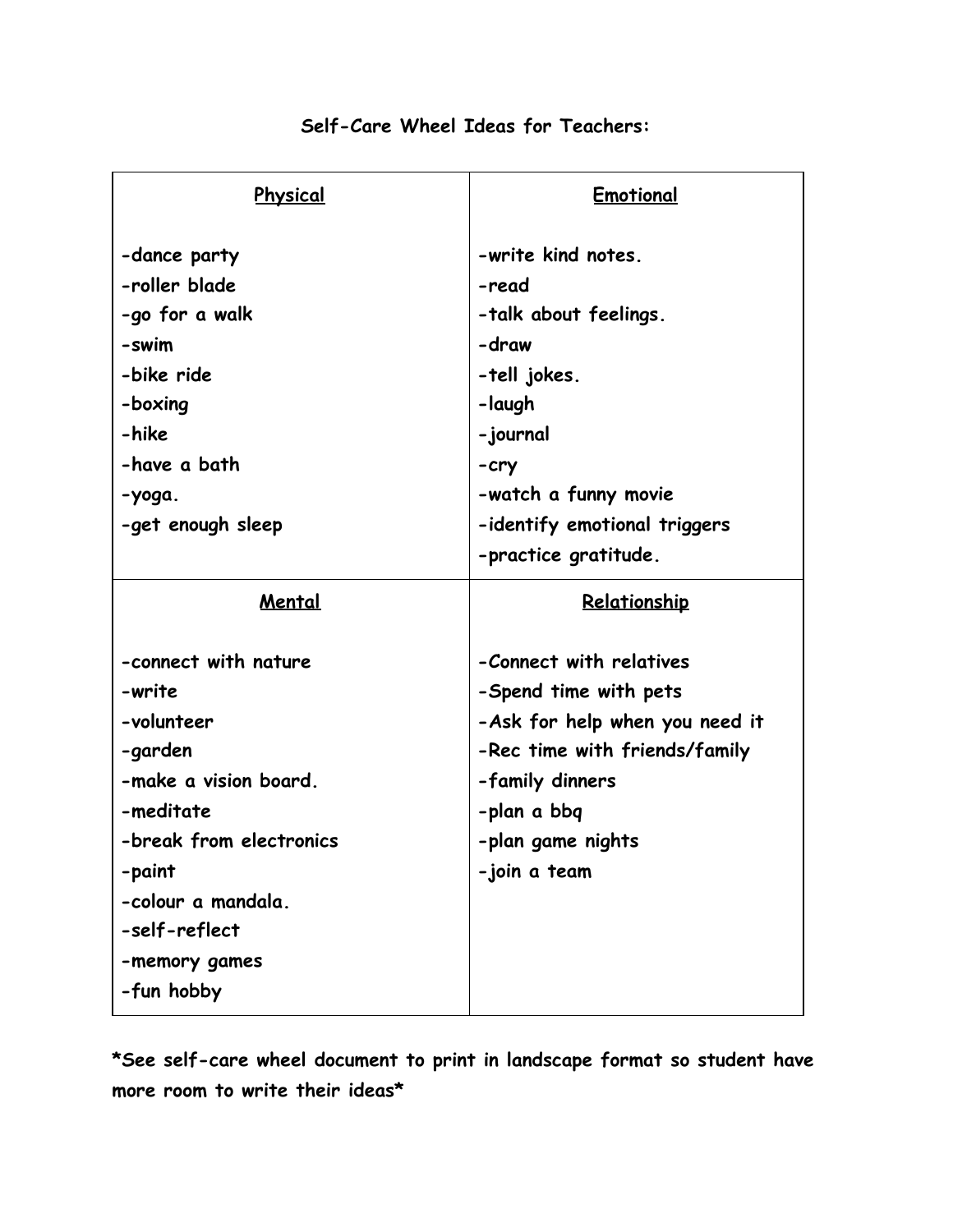**Self-Care Wheel Ideas for Teachers:**

| Physical | Emotional |
| --- | --- |
| -dance party<br>-roller blade<br>-go for a walk<br>-swim<br>-bike ride<br>-boxing<br>-hike<br>-have a bath<br>-yoga.<br>-get enough sleep | -write kind notes.<br>-read<br>-talk about feelings.<br>-draw<br>-tell jokes.<br>-laugh<br>-journal<br>-cry<br>-watch a funny movie<br>-identify emotional triggers<br>-practice gratitude. |
| **Mental** | **Relationship** |
| -connect with nature<br>-write<br>-volunteer<br>-garden<br>-make a vision board.<br>-meditate<br>-break from electronics<br>-paint<br>-colour a mandala.<br>-self-reflect<br>-memory games<br>-fun hobby | -Connect with relatives<br>-Spend time with pets<br>-Ask for help when you need it<br>-Rec time with friends/family<br>-family dinners<br>-plan a bbq<br>-plan game nights<br>-join a team |

**\*See self-care wheel document to print in landscape format so student have more room to write their ideas\***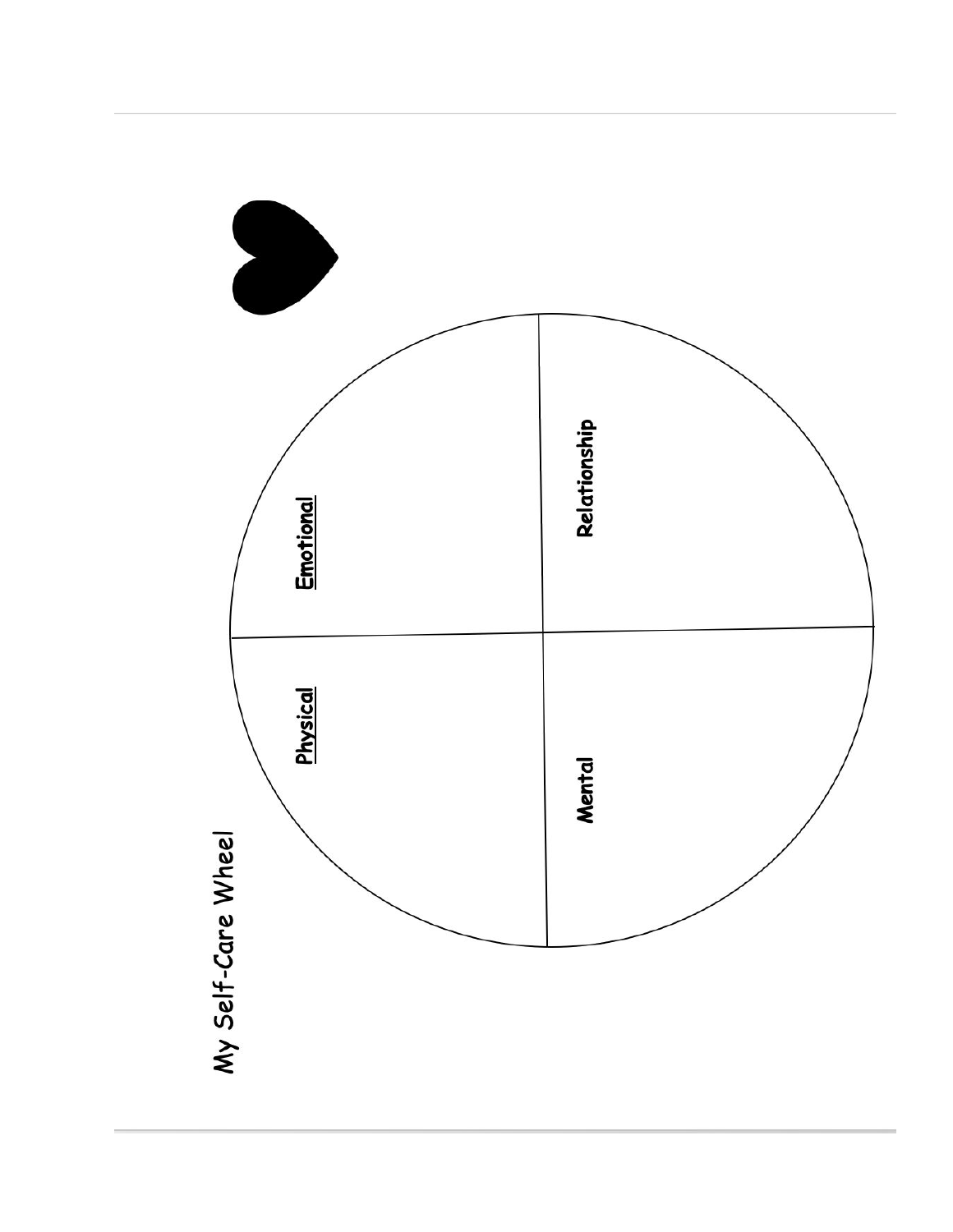# My Self-Care Wheel

**Physical**

**Emotional**

**Mental**

**Relationship**